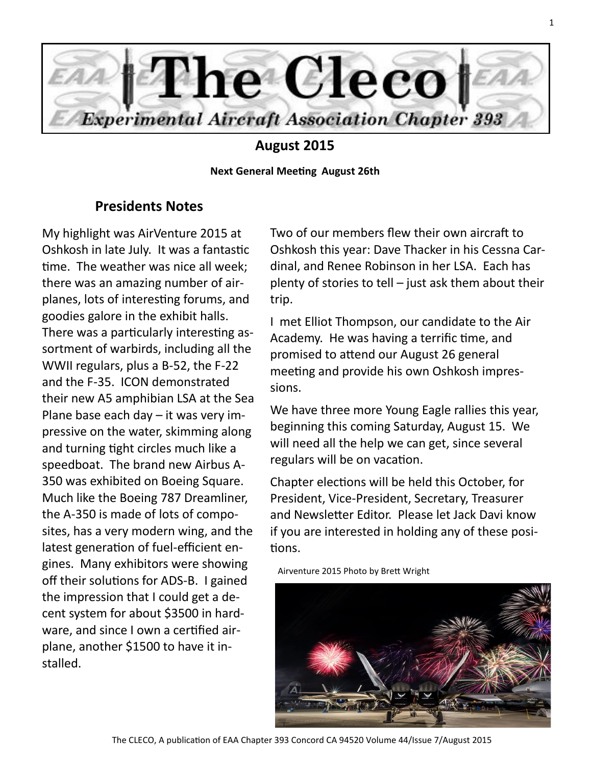# The Cleco

## Experimental Aircraft Association Chapter 393

**August 2015**

**Next General Meeting August 26th**

### Presidents Notes

My highlight was AirVenture 2015 at Oshkosh in late July. It was a fantastic time. The weather was nice all week; there was an amazing number of airplanes, lots of interesting forums, and goodies galore in the exhibit halls. There was a particularly interesting assortment of warbirds, including all the WWII regulars, plus a B-52, the F-22 and the F-35. ICON demonstrated their new A5 amphibian LSA at the Sea Plane base each day – it was very impressive on the water, skimming along and turning tight circles much like a speedboat. The brand new Airbus A-350 was exhibited on Boeing Square. Much like the Boeing 787 Dreamliner, the A-350 is made of lots of composites, has a very modern wing, and the latest generation of fuel-efficient engines. Many exhibitors were showing off their solutions for ADS-B. I gained the impression that I could get a decent system for about $3500 in hardware, and since I own a certified airplane, another $1500 to have it installed.

Two of our members flew their own aircraft to Oshkosh this year: Dave Thacker in his Cessna Cardinal, and Renee Robinson in her LSA. Each has plenty of stories to tell – just ask them about their trip.

I met Elliot Thompson, our candidate to the Air Academy. He was having a terrific time, and promised to attend our August 26 general meeting and provide his own Oshkosh impressions.

We have three more Young Eagle rallies this year, beginning this coming Saturday, August 15. We will need all the help we can get, since several regulars will be on vacation.

Chapter elections will be held this October, for President, Vice-President, Secretary, Treasurer and Newsletter Editor. Please let Jack Davi know if you are interested in holding any of these positions.

Airventure 2015 Photo by Brett Wright

The CLECO, A publication of EAA Chapter 393 Concord CA 94520 Volume 44/Issue 7/August 2015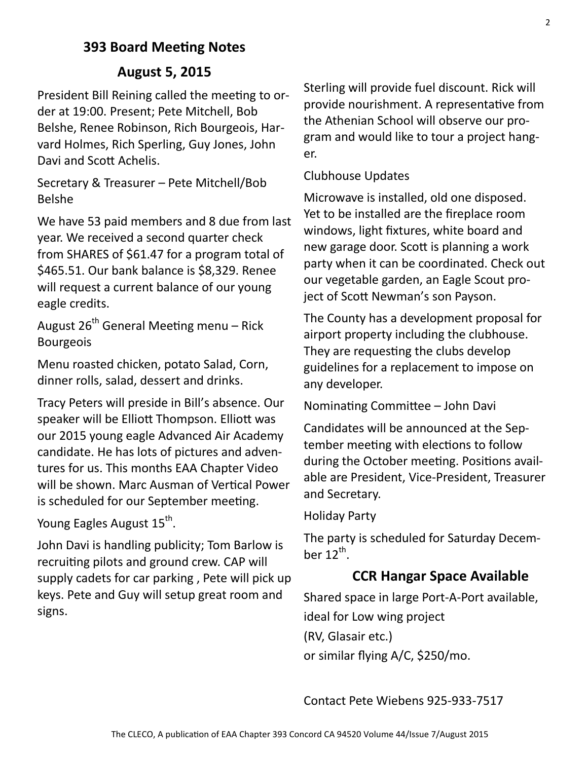## 393 Board Meeting Notes

## August 5, 2015

President Bill Reining called the meeting to order at 19:00. Present; Pete Mitchell, Bob Belshe, Renee Robinson, Rich Bourgeois, Harvard Holmes, Rich Sperling, Guy Jones, John Davi and Scott Achelis.

Secretary & Treasurer – Pete Mitchell/Bob Belshe

We have 53 paid members and 8 due from last year. We received a second quarter check from SHARES of $61.47 for a program total of $465.51. Our bank balance is $8,329. Renee will request a current balance of our young eagle credits.

August 26th General Meeting menu – Rick Bourgeois

Menu roasted chicken, potato Salad, Corn, dinner rolls, salad, dessert and drinks.

Tracy Peters will preside in Bill's absence. Our speaker will be Elliott Thompson. Elliott was our 2015 young eagle Advanced Air Academy candidate. He has lots of pictures and adventures for us. This months EAA Chapter Video will be shown. Marc Ausman of Vertical Power is scheduled for our September meeting.

Young Eagles August 15th.

John Davi is handling publicity; Tom Barlow is recruiting pilots and ground crew. CAP will supply cadets for car parking , Pete will pick up keys. Pete and Guy will setup great room and signs.

Sterling will provide fuel discount. Rick will provide nourishment. A representative from the Athenian School will observe our program and would like to tour a project hanger.

Clubhouse Updates

Microwave is installed, old one disposed. Yet to be installed are the fireplace room windows, light fixtures, white board and new garage door. Scott is planning a work party when it can be coordinated. Check out our vegetable garden, an Eagle Scout project of Scott Newman's son Payson.

The County has a development proposal for airport property including the clubhouse. They are requesting the clubs develop guidelines for a replacement to impose on any developer.

Nominating Committee – John Davi

Candidates will be announced at the September meeting with elections to follow during the October meeting. Positions available are President, Vice-President, Treasurer and Secretary.

Holiday Party

The party is scheduled for Saturday December 12th.

## CCR Hangar Space Available

Shared space in large Port-A-Port available, ideal for Low wing project (RV, Glasair etc.) or similar flying A/C, $250/mo.

Contact Pete Wiebens 925-933-7517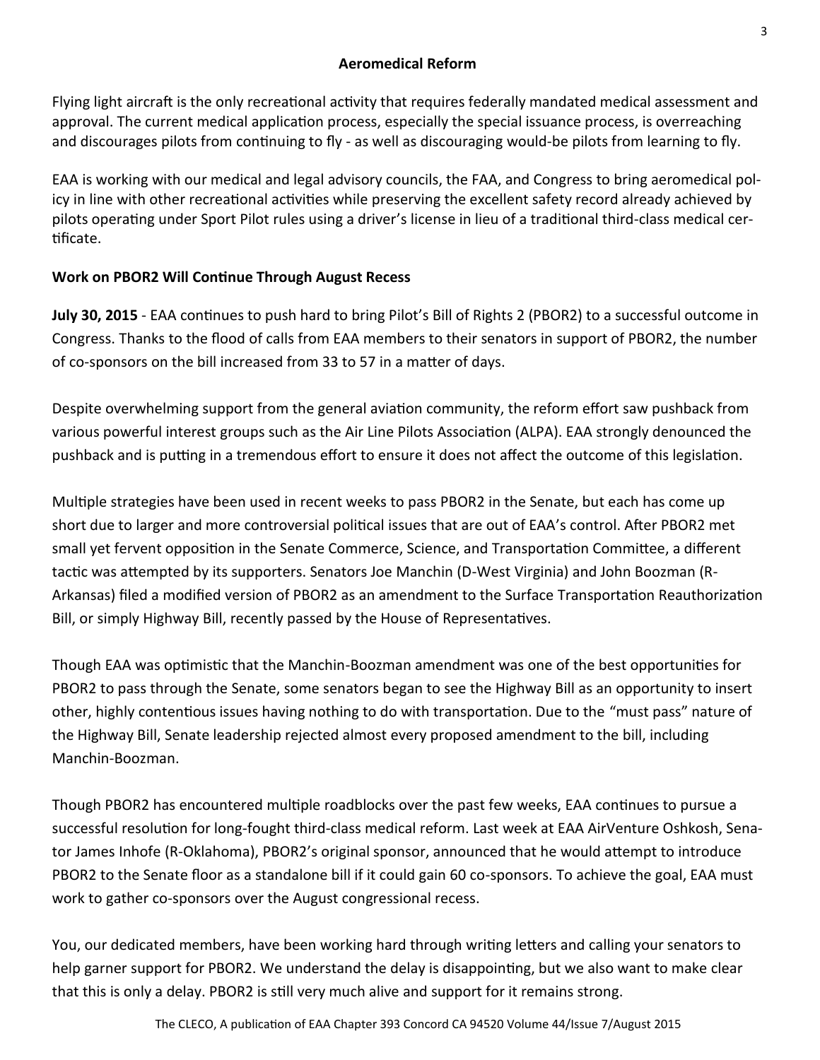## Aeromedical Reform

Flying light aircraft is the only recreational activity that requires federally mandated medical assessment and approval. The current medical application process, especially the special issuance process, is overreaching and discourages pilots from continuing to fly - as well as discouraging would-be pilots from learning to fly.

EAA is working with our medical and legal advisory councils, the FAA, and Congress to bring aeromedical policy in line with other recreational activities while preserving the excellent safety record already achieved by pilots operating under Sport Pilot rules using a driver's license in lieu of a traditional third-class medical certificate.

### Work on PBOR2 Will Continue Through August Recess

**July 30, 2015** - EAA continues to push hard to bring Pilot's Bill of Rights 2 (PBOR2) to a successful outcome in Congress. Thanks to the flood of calls from EAA members to their senators in support of PBOR2, the number of co-sponsors on the bill increased from 33 to 57 in a matter of days.

Despite overwhelming support from the general aviation community, the reform effort saw pushback from various powerful interest groups such as the Air Line Pilots Association (ALPA). EAA strongly denounced the pushback and is putting in a tremendous effort to ensure it does not affect the outcome of this legislation.

Multiple strategies have been used in recent weeks to pass PBOR2 in the Senate, but each has come up short due to larger and more controversial political issues that are out of EAA's control. After PBOR2 met small yet fervent opposition in the Senate Commerce, Science, and Transportation Committee, a different tactic was attempted by its supporters. Senators Joe Manchin (D-West Virginia) and John Boozman (R-Arkansas) filed a modified version of PBOR2 as an amendment to the Surface Transportation Reauthorization Bill, or simply Highway Bill, recently passed by the House of Representatives.

Though EAA was optimistic that the Manchin-Boozman amendment was one of the best opportunities for PBOR2 to pass through the Senate, some senators began to see the Highway Bill as an opportunity to insert other, highly contentious issues having nothing to do with transportation. Due to the "must pass" nature of the Highway Bill, Senate leadership rejected almost every proposed amendment to the bill, including Manchin-Boozman.

Though PBOR2 has encountered multiple roadblocks over the past few weeks, EAA continues to pursue a successful resolution for long-fought third-class medical reform. Last week at EAA AirVenture Oshkosh, Senator James Inhofe (R-Oklahoma), PBOR2's original sponsor, announced that he would attempt to introduce PBOR2 to the Senate floor as a standalone bill if it could gain 60 co-sponsors. To achieve the goal, EAA must work to gather co-sponsors over the August congressional recess.

You, our dedicated members, have been working hard through writing letters and calling your senators to help garner support for PBOR2. We understand the delay is disappointing, but we also want to make clear that this is only a delay. PBOR2 is still very much alive and support for it remains strong.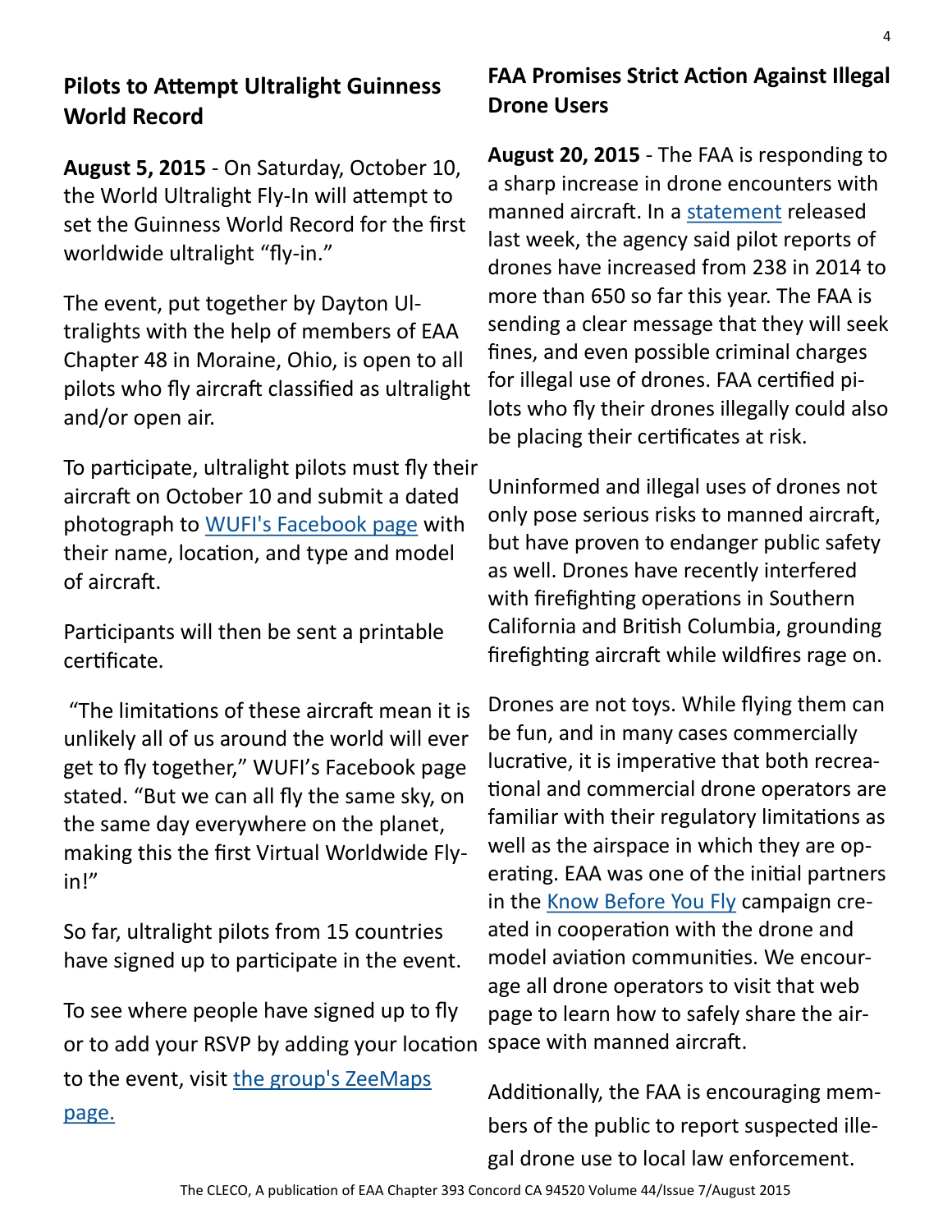## Pilots to Attempt Ultralight Guinness World Record

**August 5, 2015** - On Saturday, October 10, the World Ultralight Fly-In will attempt to set the Guinness World Record for the first worldwide ultralight "fly-in."

The event, put together by Dayton Ultralights with the help of members of EAA Chapter 48 in Moraine, Ohio, is open to all pilots who fly aircraft classified as ultralight and/or open air.

To participate, ultralight pilots must fly their aircraft on October 10 and submit a dated photograph to WUFI's Facebook page with their name, location, and type and model of aircraft.

Participants will then be sent a printable certificate.

"The limitations of these aircraft mean it is unlikely all of us around the world will ever get to fly together," WUFI's Facebook page stated. "But we can all fly the same sky, on the same day everywhere on the planet, making this the first Virtual Worldwide Fly-in!"

So far, ultralight pilots from 15 countries have signed up to participate in the event.

To see where people have signed up to fly or to add your RSVP by adding your location to the event, visit the group's ZeeMaps page.

## FAA Promises Strict Action Against Illegal Drone Users

**August 20, 2015** - The FAA is responding to a sharp increase in drone encounters with manned aircraft. In a statement released last week, the agency said pilot reports of drones have increased from 238 in 2014 to more than 650 so far this year. The FAA is sending a clear message that they will seek fines, and even possible criminal charges for illegal use of drones. FAA certified pilots who fly their drones illegally could also be placing their certificates at risk.

Uninformed and illegal uses of drones not only pose serious risks to manned aircraft, but have proven to endanger public safety as well. Drones have recently interfered with firefighting operations in Southern California and British Columbia, grounding firefighting aircraft while wildfires rage on.

Drones are not toys. While flying them can be fun, and in many cases commercially lucrative, it is imperative that both recreational and commercial drone operators are familiar with their regulatory limitations as well as the airspace in which they are operating. EAA was one of the initial partners in the Know Before You Fly campaign created in cooperation with the drone and model aviation communities. We encourage all drone operators to visit that web page to learn how to safely share the airspace with manned aircraft.

Additionally, the FAA is encouraging members of the public to report suspected illegal drone use to local law enforcement.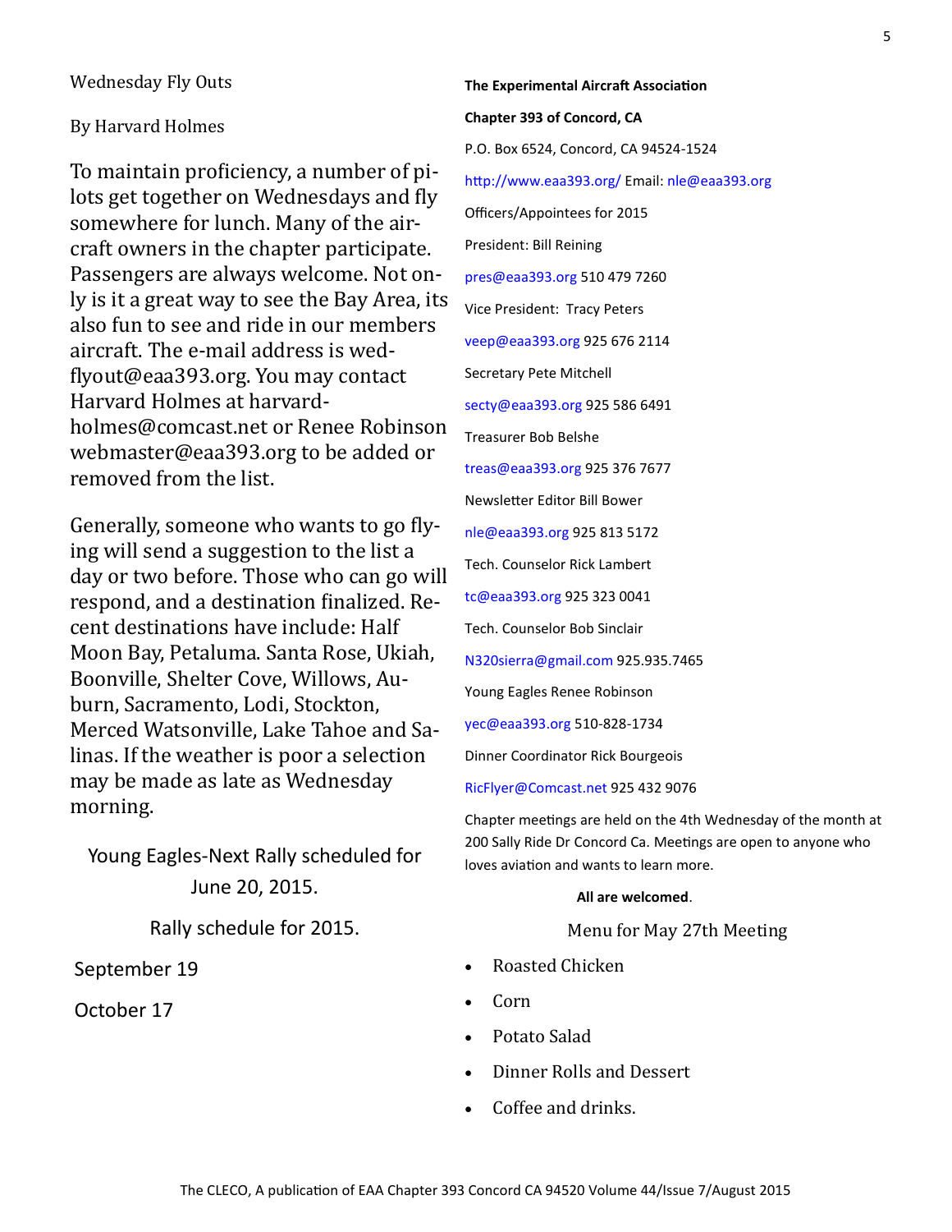## Wednesday Fly Outs

By Harvard Holmes

To maintain proficiency, a number of pilots get together on Wednesdays and fly somewhere for lunch. Many of the aircraft owners in the chapter participate. Passengers are always welcome. Not only is it a great way to see the Bay Area, its also fun to see and ride in our members aircraft. The e-mail address is wedflyout@eaa393.org. You may contact Harvard Holmes at harvardholmes@comcast.net or Renee Robinson webmaster@eaa393.org to be added or removed from the list.

Generally, someone who wants to go flying will send a suggestion to the list a day or two before. Those who can go will respond, and a destination finalized. Recent destinations have include: Half Moon Bay, Petaluma. Santa Rose, Ukiah, Boonville, Shelter Cove, Willows, Auburn, Sacramento, Lodi, Stockton, Merced Watsonville, Lake Tahoe and Salinas. If the weather is poor a selection may be made as late as Wednesday morning.

Young Eagles-Next Rally scheduled for June 20, 2015.

Rally schedule for 2015.

September 19

October 17

**The Experimental Aircraft Association**

**Chapter 393 of Concord, CA**

P.O. Box 6524, Concord, CA 94524-1524

http://www.eaa393.org/ Email: nle@eaa393.org

Officers/Appointees for 2015

President: Bill Reining

pres@eaa393.org 510 479 7260

Vice President: Tracy Peters

veep@eaa393.org 925 676 2114

Secretary Pete Mitchell

secty@eaa393.org 925 586 6491

Treasurer Bob Belshe

treas@eaa393.org 925 376 7677

Newsletter Editor Bill Bower

nle@eaa393.org 925 813 5172

Tech. Counselor Rick Lambert

tc@eaa393.org 925 323 0041

Tech. Counselor Bob Sinclair

N320sierra@gmail.com 925.935.7465

Young Eagles Renee Robinson

yec@eaa393.org 510-828-1734

Dinner Coordinator Rick Bourgeois

RicFlyer@Comcast.net 925 432 9076

Chapter meetings are held on the 4th Wednesday of the month at 200 Sally Ride Dr Concord Ca. Meetings are open to anyone who loves aviation and wants to learn more.

**All are welcomed**.

Menu for May 27th Meeting

- Roasted Chicken
- Corn
- Potato Salad
- Dinner Rolls and Dessert
- Coffee and drinks.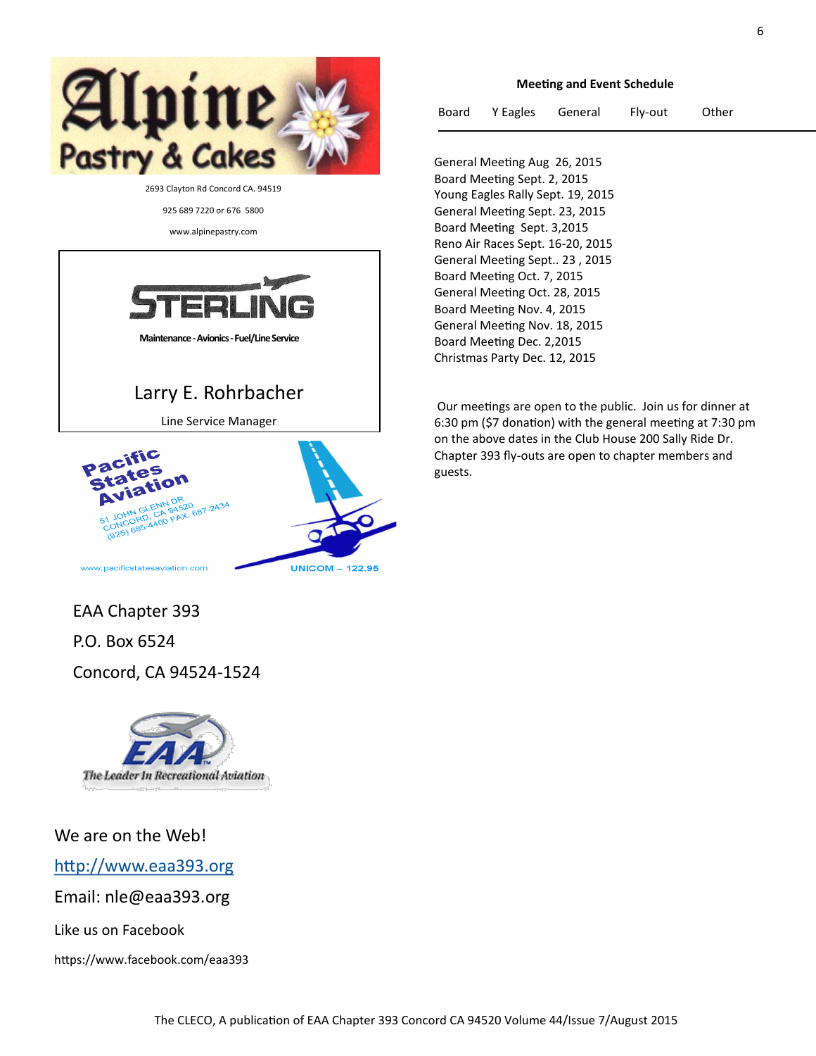**Alpine Pastry & Cakes**

2693 Clayton Rd Concord CA. 94519

925 689 7220 or 676 5800

www.alpinepastry.com

**STERLING**

Maintenance - Avionics - Fuel/Line Service

Larry E. Rohrbacher

Line Service Manager

**Pacific States Aviation**

51 JOHN GLENN DR.
CONCORD, CA 94520
(925) 685-4400 FAX: 687-2434

www.pacificstatesaviation.com

UNICOM – 122.95

EAA Chapter 393

P.O. Box 6524

Concord, CA 94524-1524

EAA The Leader In Recreational Aviation

We are on the Web!

http://www.eaa393.org

Email: nle@eaa393.org

Like us on Facebook

https://www.facebook.com/eaa393

**Meeting and Event Schedule**

| Board | Y Eagles | General | Fly-out | Other |
|---|---|---|---|---|

General Meeting Aug 26, 2015
Board Meeting Sept. 2, 2015
Young Eagles Rally Sept. 19, 2015
General Meeting Sept. 23, 2015
Board Meeting Sept. 3,2015
Reno Air Races Sept. 16-20, 2015
General Meeting Sept.. 23 , 2015
Board Meeting Oct. 7, 2015
General Meeting Oct. 28, 2015
Board Meeting Nov. 4, 2015
General Meeting Nov. 18, 2015
Board Meeting Dec. 2,2015
Christmas Party Dec. 12, 2015

Our meetings are open to the public. Join us for dinner at 6:30 pm ($7 donation) with the general meeting at 7:30 pm on the above dates in the Club House 200 Sally Ride Dr. Chapter 393 fly-outs are open to chapter members and guests.

The CLECO, A publication of EAA Chapter 393 Concord CA 94520 Volume 44/Issue 7/August 2015